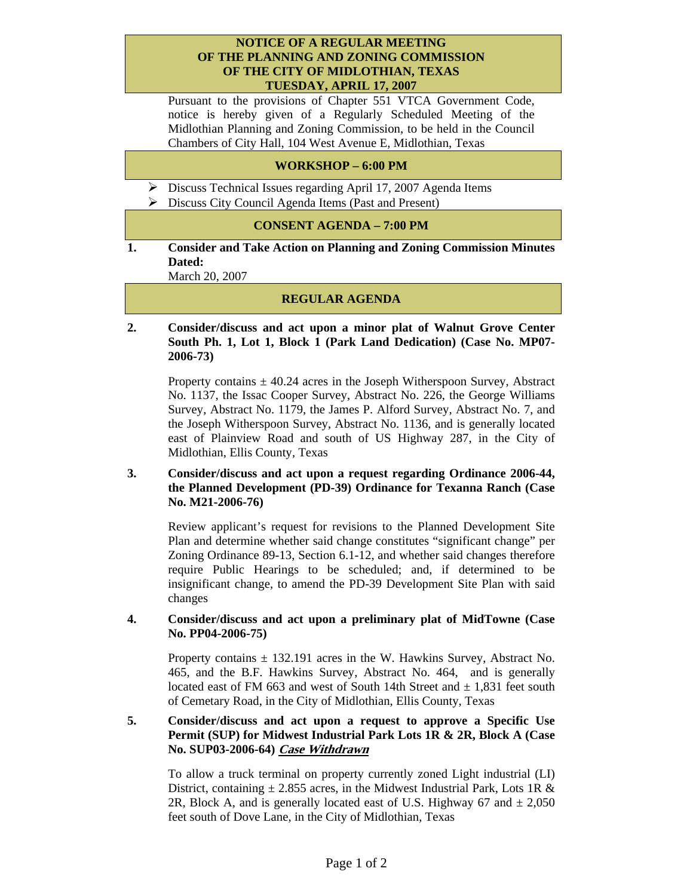# NOTICE OF A REGULAR MEETING OF THE PLANNING AND ZONING COMMISSION OF THE CITY OF MIDLOTHIAN, TEXAS TUESDAY, APRIL 17, 2007

Pursuant to the provisions of Chapter 551 VTCA Government Code, notice is hereby given of a Regularly Scheduled Meeting of the Midlothian Planning and Zoning Commission, to be held in the Council Chambers of City Hall, 104 West Avenue E, Midlothian, Texas

## WORKSHOP – 6:00 PM

- Discuss Technical Issues regarding April 17, 2007 Agenda Items
- Discuss City Council Agenda Items (Past and Present)

## CONSENT AGENDA – 7:00 PM

**1. Consider and Take Action on Planning and Zoning Commission Minutes Dated:**

March 20, 2007

## REGULAR AGENDA

**2. Consider/discuss and act upon a minor plat of Walnut Grove Center South Ph. 1, Lot 1, Block 1 (Park Land Dedication) (Case No. MP07-2006-73)**

Property contains ± 40.24 acres in the Joseph Witherspoon Survey, Abstract No. 1137, the Issac Cooper Survey, Abstract No. 226, the George Williams Survey, Abstract No. 1179, the James P. Alford Survey, Abstract No. 7, and the Joseph Witherspoon Survey, Abstract No. 1136, and is generally located east of Plainview Road and south of US Highway 287, in the City of Midlothian, Ellis County, Texas

**3. Consider/discuss and act upon a request regarding Ordinance 2006-44, the Planned Development (PD-39) Ordinance for Texanna Ranch (Case No. M21-2006-76)**

Review applicant's request for revisions to the Planned Development Site Plan and determine whether said change constitutes "significant change" per Zoning Ordinance 89-13, Section 6.1-12, and whether said changes therefore require Public Hearings to be scheduled; and, if determined to be insignificant change, to amend the PD-39 Development Site Plan with said changes

**4. Consider/discuss and act upon a preliminary plat of MidTowne (Case No. PP04-2006-75)**

Property contains ± 132.191 acres in the W. Hawkins Survey, Abstract No. 465, and the B.F. Hawkins Survey, Abstract No. 464, and is generally located east of FM 663 and west of South 14th Street and ± 1,831 feet south of Cemetary Road, in the City of Midlothian, Ellis County, Texas

**5. Consider/discuss and act upon a request to approve a Specific Use Permit (SUP) for Midwest Industrial Park Lots 1R & 2R, Block A (Case No. SUP03-2006-64) _Case Withdrawn_**

To allow a truck terminal on property currently zoned Light industrial (LI) District, containing ± 2.855 acres, in the Midwest Industrial Park, Lots 1R & 2R, Block A, and is generally located east of U.S. Highway 67 and ± 2,050 feet south of Dove Lane, in the City of Midlothian, Texas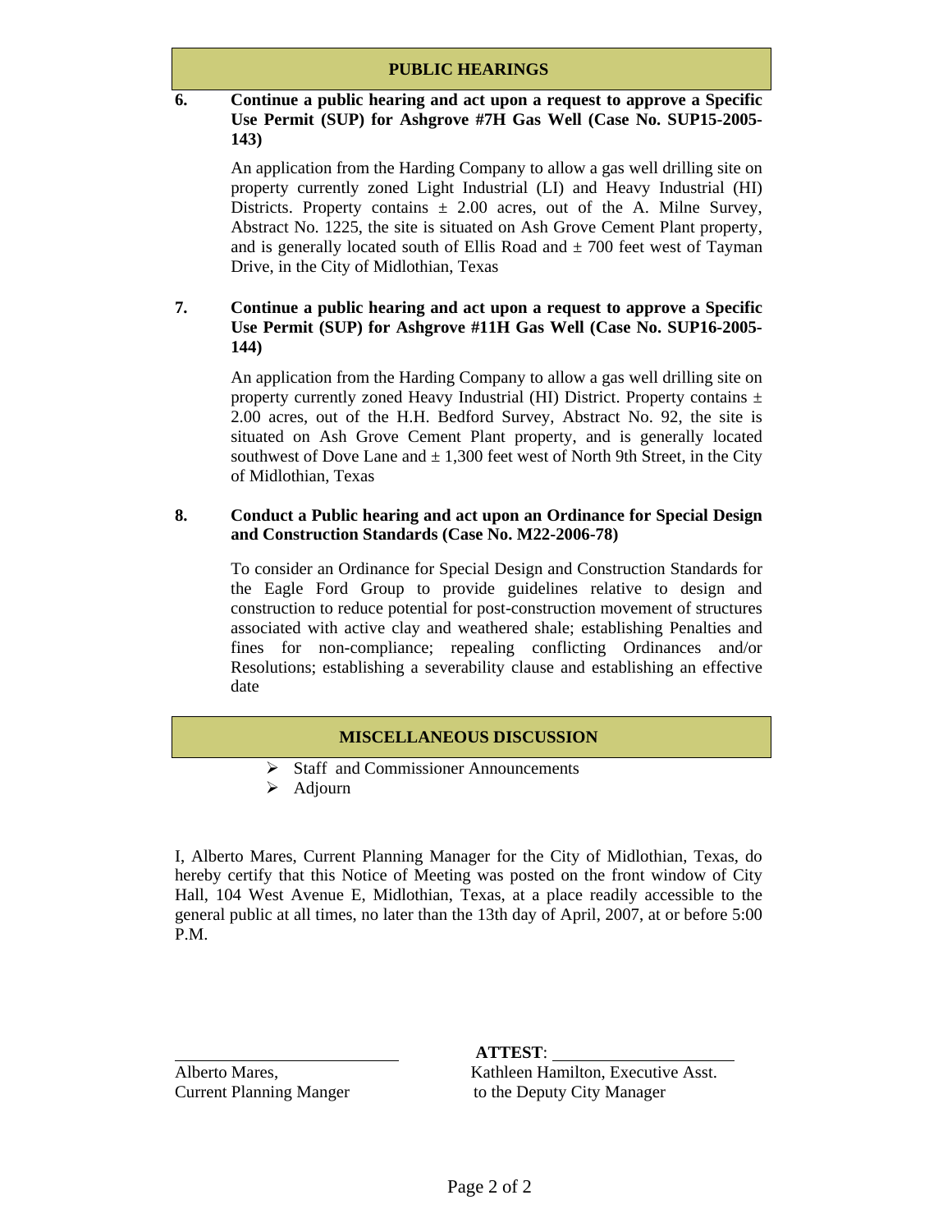## PUBLIC HEARINGS

**6. Continue a public hearing and act upon a request to approve a Specific Use Permit (SUP) for Ashgrove #7H Gas Well (Case No. SUP15-2005-143)**

An application from the Harding Company to allow a gas well drilling site on property currently zoned Light Industrial (LI) and Heavy Industrial (HI) Districts. Property contains ± 2.00 acres, out of the A. Milne Survey, Abstract No. 1225, the site is situated on Ash Grove Cement Plant property, and is generally located south of Ellis Road and ± 700 feet west of Tayman Drive, in the City of Midlothian, Texas

**7. Continue a public hearing and act upon a request to approve a Specific Use Permit (SUP) for Ashgrove #11H Gas Well (Case No. SUP16-2005-144)**

An application from the Harding Company to allow a gas well drilling site on property currently zoned Heavy Industrial (HI) District. Property contains ± 2.00 acres, out of the H.H. Bedford Survey, Abstract No. 92, the site is situated on Ash Grove Cement Plant property, and is generally located southwest of Dove Lane and ± 1,300 feet west of North 9th Street, in the City of Midlothian, Texas

**8. Conduct a Public hearing and act upon an Ordinance for Special Design and Construction Standards (Case No. M22-2006-78)**

To consider an Ordinance for Special Design and Construction Standards for the Eagle Ford Group to provide guidelines relative to design and construction to reduce potential for post-construction movement of structures associated with active clay and weathered shale; establishing Penalties and fines for non-compliance; repealing conflicting Ordinances and/or Resolutions; establishing a severability clause and establishing an effective date

## MISCELLANEOUS DISCUSSION

- Staff and Commissioner Announcements
- Adjourn

I, Alberto Mares, Current Planning Manager for the City of Midlothian, Texas, do hereby certify that this Notice of Meeting was posted on the front window of City Hall, 104 West Avenue E, Midlothian, Texas, at a place readily accessible to the general public at all times, no later than the 13th day of April, 2007, at or before 5:00 P.M.

\_\_\_\_\_\_\_\_\_\_\_\_\_\_\_\_\_\_\_\_\_\_\_\_\_\_
Alberto Mares,
Current Planning Manger

**ATTEST**: \_\_\_\_\_\_\_\_\_\_\_\_\_\_\_\_\_\_\_\_\_\_
Kathleen Hamilton, Executive Asst.
to the Deputy City Manager